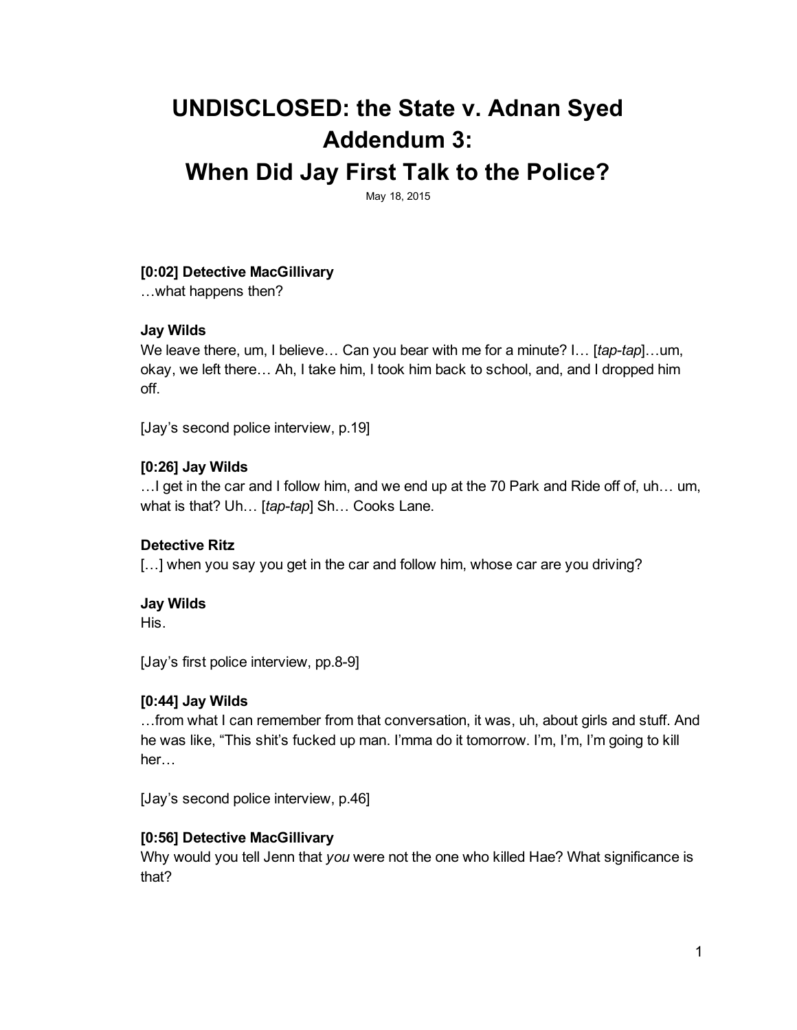# UNDISCLOSED: the State v. Adnan Syed
# Addendum 3:
# When Did Jay First Talk to the Police?

May 18, 2015

**[0:02] Detective MacGillivary**
…what happens then?

**Jay Wilds**
We leave there, um, I believe… Can you bear with me for a minute? I… [*tap-tap*]…um, okay, we left there… Ah, I take him, I took him back to school, and, and I dropped him off.

[Jay's second police interview, p.19]

**[0:26] Jay Wilds**
…I get in the car and I follow him, and we end up at the 70 Park and Ride off of, uh… um, what is that? Uh… [*tap-tap*] Sh… Cooks Lane.

**Detective Ritz**
[…] when you say you get in the car and follow him, whose car are you driving?

**Jay Wilds**
His.

[Jay's first police interview, pp.8-9]

**[0:44] Jay Wilds**
…from what I can remember from that conversation, it was, uh, about girls and stuff. And he was like, "This shit's fucked up man. I'mma do it tomorrow. I'm, I'm, I'm going to kill her…

[Jay's second police interview, p.46]

**[0:56] Detective MacGillivary**
Why would you tell Jenn that *you* were not the one who killed Hae? What significance is that?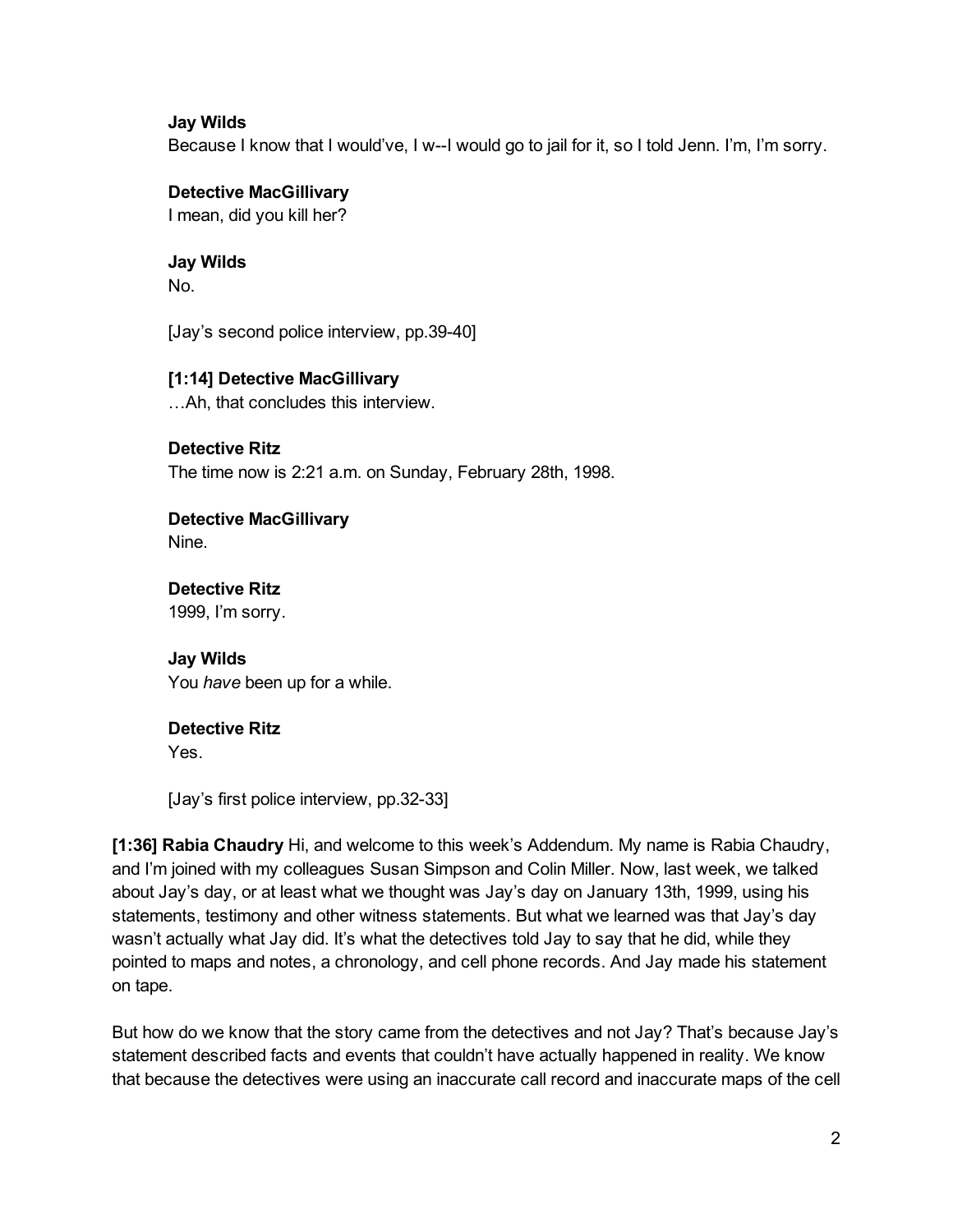**Jay Wilds**
Because I know that I would've, I w--I would go to jail for it, so I told Jenn. I'm, I'm sorry.

**Detective MacGillivary**
I mean, did you kill her?

**Jay Wilds**
No.

[Jay's second police interview, pp.39-40]

**[1:14] Detective MacGillivary**
…Ah, that concludes this interview.

**Detective Ritz**
The time now is 2:21 a.m. on Sunday, February 28th, 1998.

**Detective MacGillivary**
Nine.

**Detective Ritz**
1999, I'm sorry.

**Jay Wilds**
You *have* been up for a while.

**Detective Ritz**
Yes.

[Jay's first police interview, pp.32-33]

**[1:36] Rabia Chaudry** Hi, and welcome to this week's Addendum. My name is Rabia Chaudry, and I'm joined with my colleagues Susan Simpson and Colin Miller. Now, last week, we talked about Jay's day, or at least what we thought was Jay's day on January 13th, 1999, using his statements, testimony and other witness statements. But what we learned was that Jay's day wasn't actually what Jay did. It's what the detectives told Jay to say that he did, while they pointed to maps and notes, a chronology, and cell phone records. And Jay made his statement on tape.

But how do we know that the story came from the detectives and not Jay? That's because Jay's statement described facts and events that couldn't have actually happened in reality. We know that because the detectives were using an inaccurate call record and inaccurate maps of the cell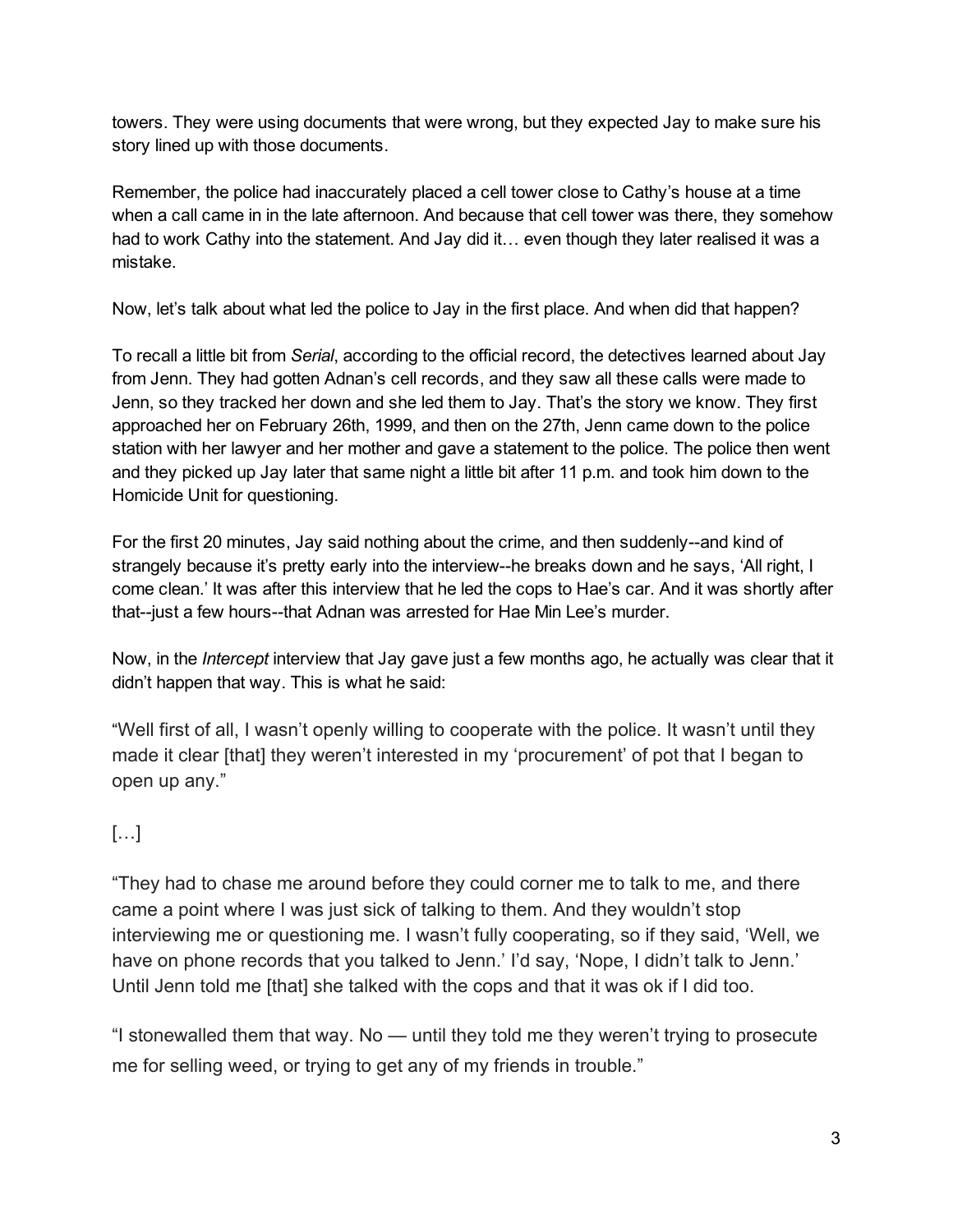towers. They were using documents that were wrong, but they expected Jay to make sure his story lined up with those documents.

Remember, the police had inaccurately placed a cell tower close to Cathy's house at a time when a call came in in the late afternoon. And because that cell tower was there, they somehow had to work Cathy into the statement. And Jay did it… even though they later realised it was a mistake.

Now, let's talk about what led the police to Jay in the first place. And when did that happen?

To recall a little bit from *Serial*, according to the official record, the detectives learned about Jay from Jenn. They had gotten Adnan's cell records, and they saw all these calls were made to Jenn, so they tracked her down and she led them to Jay. That's the story we know. They first approached her on February 26th, 1999, and then on the 27th, Jenn came down to the police station with her lawyer and her mother and gave a statement to the police. The police then went and they picked up Jay later that same night a little bit after 11 p.m. and took him down to the Homicide Unit for questioning.

For the first 20 minutes, Jay said nothing about the crime, and then suddenly--and kind of strangely because it's pretty early into the interview--he breaks down and he says, 'All right, I come clean.' It was after this interview that he led the cops to Hae's car. And it was shortly after that--just a few hours--that Adnan was arrested for Hae Min Lee's murder.

Now, in the *Intercept* interview that Jay gave just a few months ago, he actually was clear that it didn't happen that way. This is what he said:

"Well first of all, I wasn't openly willing to cooperate with the police. It wasn't until they made it clear [that] they weren't interested in my 'procurement' of pot that I began to open up any."

[…]

"They had to chase me around before they could corner me to talk to me, and there came a point where I was just sick of talking to them. And they wouldn't stop interviewing me or questioning me. I wasn't fully cooperating, so if they said, 'Well, we have on phone records that you talked to Jenn.' I'd say, 'Nope, I didn't talk to Jenn.' Until Jenn told me [that] she talked with the cops and that it was ok if I did too.

"I stonewalled them that way. No — until they told me they weren't trying to prosecute me for selling weed, or trying to get any of my friends in trouble."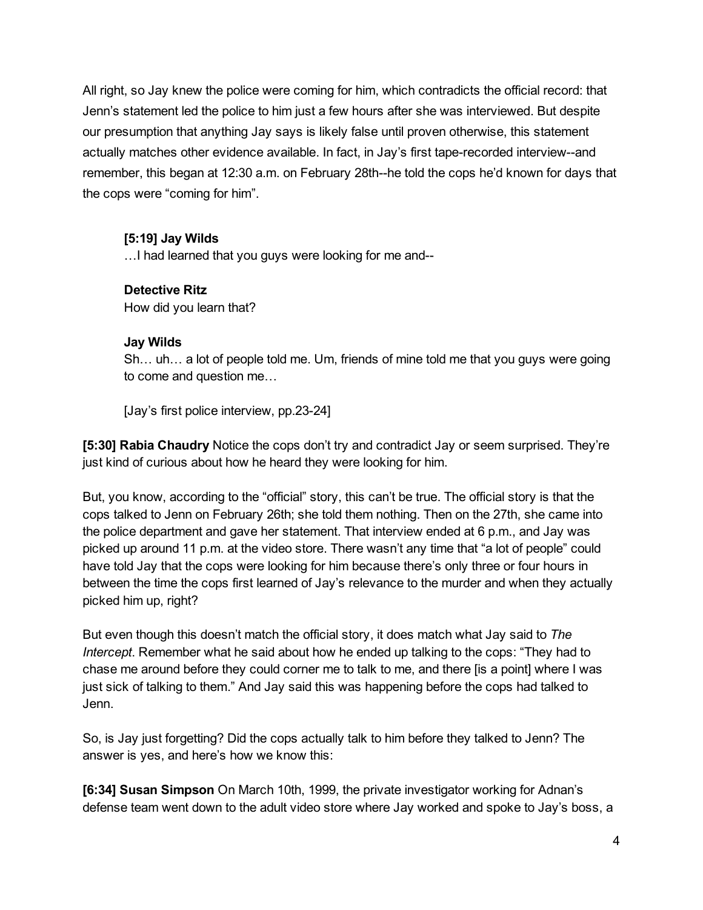All right, so Jay knew the police were coming for him, which contradicts the official record: that Jenn's statement led the police to him just a few hours after she was interviewed. But despite our presumption that anything Jay says is likely false until proven otherwise, this statement actually matches other evidence available. In fact, in Jay's first tape-recorded interview--and remember, this began at 12:30 a.m. on February 28th--he told the cops he'd known for days that the cops were "coming for him".

> **[5:19] Jay Wilds**
> …I had learned that you guys were looking for me and--
>
> **Detective Ritz**
> How did you learn that?
>
> **Jay Wilds**
> Sh… uh… a lot of people told me. Um, friends of mine told me that you guys were going to come and question me…
>
> [Jay's first police interview, pp.23-24]

**[5:30] Rabia Chaudry** Notice the cops don't try and contradict Jay or seem surprised. They're just kind of curious about how he heard they were looking for him.

But, you know, according to the "official" story, this can't be true. The official story is that the cops talked to Jenn on February 26th; she told them nothing. Then on the 27th, she came into the police department and gave her statement. That interview ended at 6 p.m., and Jay was picked up around 11 p.m. at the video store. There wasn't any time that "a lot of people" could have told Jay that the cops were looking for him because there's only three or four hours in between the time the cops first learned of Jay's relevance to the murder and when they actually picked him up, right?

But even though this doesn't match the official story, it does match what Jay said to *The Intercept*. Remember what he said about how he ended up talking to the cops: "They had to chase me around before they could corner me to talk to me, and there [is a point] where I was just sick of talking to them." And Jay said this was happening before the cops had talked to Jenn.

So, is Jay just forgetting? Did the cops actually talk to him before they talked to Jenn? The answer is yes, and here's how we know this:

**[6:34] Susan Simpson** On March 10th, 1999, the private investigator working for Adnan's defense team went down to the adult video store where Jay worked and spoke to Jay's boss, a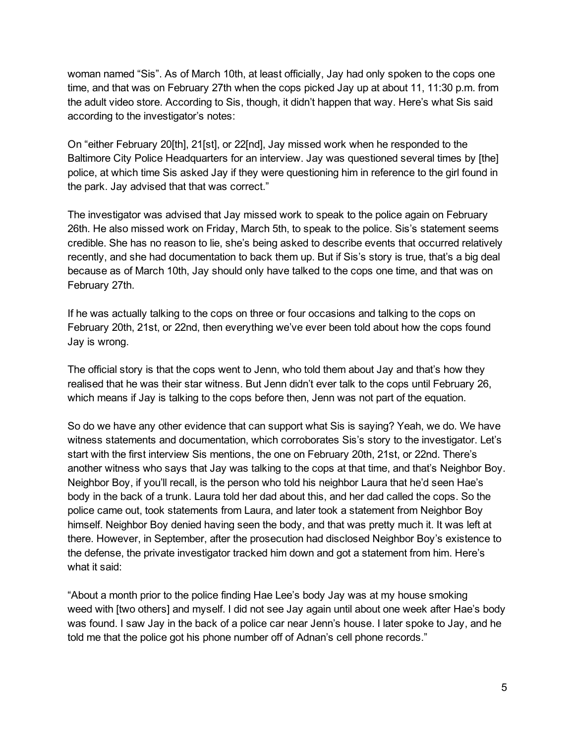woman named "Sis". As of March 10th, at least officially, Jay had only spoken to the cops one time, and that was on February 27th when the cops picked Jay up at about 11, 11:30 p.m. from the adult video store. According to Sis, though, it didn't happen that way. Here's what Sis said according to the investigator's notes:

On "either February 20[th], 21[st], or 22[nd], Jay missed work when he responded to the Baltimore City Police Headquarters for an interview. Jay was questioned several times by [the] police, at which time Sis asked Jay if they were questioning him in reference to the girl found in the park. Jay advised that that was correct."

The investigator was advised that Jay missed work to speak to the police again on February 26th. He also missed work on Friday, March 5th, to speak to the police. Sis's statement seems credible. She has no reason to lie, she's being asked to describe events that occurred relatively recently, and she had documentation to back them up. But if Sis's story is true, that's a big deal because as of March 10th, Jay should only have talked to the cops one time, and that was on February 27th.

If he was actually talking to the cops on three or four occasions and talking to the cops on February 20th, 21st, or 22nd, then everything we've ever been told about how the cops found Jay is wrong.

The official story is that the cops went to Jenn, who told them about Jay and that's how they realised that he was their star witness. But Jenn didn't ever talk to the cops until February 26, which means if Jay is talking to the cops before then, Jenn was not part of the equation.

So do we have any other evidence that can support what Sis is saying? Yeah, we do. We have witness statements and documentation, which corroborates Sis's story to the investigator. Let's start with the first interview Sis mentions, the one on February 20th, 21st, or 22nd. There's another witness who says that Jay was talking to the cops at that time, and that's Neighbor Boy. Neighbor Boy, if you'll recall, is the person who told his neighbor Laura that he'd seen Hae's body in the back of a trunk. Laura told her dad about this, and her dad called the cops. So the police came out, took statements from Laura, and later took a statement from Neighbor Boy himself. Neighbor Boy denied having seen the body, and that was pretty much it. It was left at there. However, in September, after the prosecution had disclosed Neighbor Boy's existence to the defense, the private investigator tracked him down and got a statement from him. Here's what it said:

"About a month prior to the police finding Hae Lee's body Jay was at my house smoking weed with [two others] and myself. I did not see Jay again until about one week after Hae's body was found. I saw Jay in the back of a police car near Jenn's house. I later spoke to Jay, and he told me that the police got his phone number off of Adnan's cell phone records."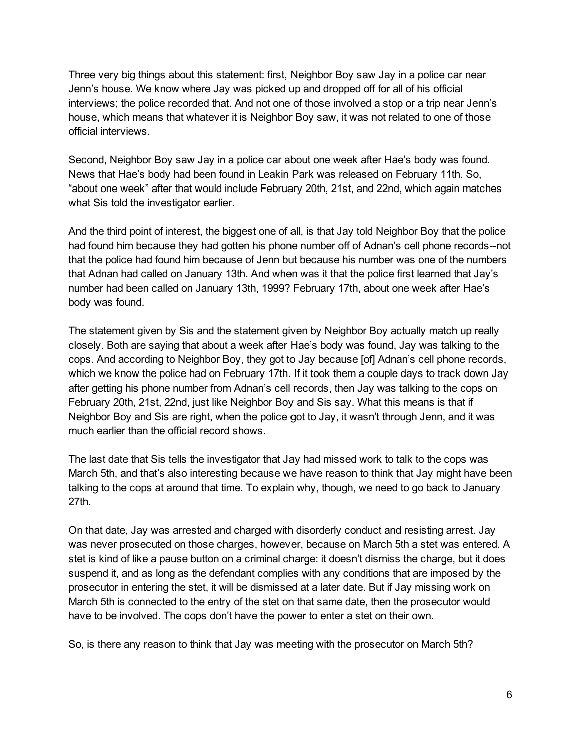Three very big things about this statement: first, Neighbor Boy saw Jay in a police car near Jenn's house. We know where Jay was picked up and dropped off for all of his official interviews; the police recorded that. And not one of those involved a stop or a trip near Jenn's house, which means that whatever it is Neighbor Boy saw, it was not related to one of those official interviews.

Second, Neighbor Boy saw Jay in a police car about one week after Hae's body was found. News that Hae's body had been found in Leakin Park was released on February 11th. So, "about one week" after that would include February 20th, 21st, and 22nd, which again matches what Sis told the investigator earlier.

And the third point of interest, the biggest one of all, is that Jay told Neighbor Boy that the police had found him because they had gotten his phone number off of Adnan's cell phone records--not that the police had found him because of Jenn but because his number was one of the numbers that Adnan had called on January 13th. And when was it that the police first learned that Jay's number had been called on January 13th, 1999? February 17th, about one week after Hae's body was found.

The statement given by Sis and the statement given by Neighbor Boy actually match up really closely. Both are saying that about a week after Hae's body was found, Jay was talking to the cops. And according to Neighbor Boy, they got to Jay because [of] Adnan's cell phone records, which we know the police had on February 17th. If it took them a couple days to track down Jay after getting his phone number from Adnan's cell records, then Jay was talking to the cops on February 20th, 21st, 22nd, just like Neighbor Boy and Sis say. What this means is that if Neighbor Boy and Sis are right, when the police got to Jay, it wasn't through Jenn, and it was much earlier than the official record shows.

The last date that Sis tells the investigator that Jay had missed work to talk to the cops was March 5th, and that's also interesting because we have reason to think that Jay might have been talking to the cops at around that time. To explain why, though, we need to go back to January 27th.

On that date, Jay was arrested and charged with disorderly conduct and resisting arrest. Jay was never prosecuted on those charges, however, because on March 5th a stet was entered. A stet is kind of like a pause button on a criminal charge: it doesn't dismiss the charge, but it does suspend it, and as long as the defendant complies with any conditions that are imposed by the prosecutor in entering the stet, it will be dismissed at a later date. But if Jay missing work on March 5th is connected to the entry of the stet on that same date, then the prosecutor would have to be involved. The cops don't have the power to enter a stet on their own.

So, is there any reason to think that Jay was meeting with the prosecutor on March 5th?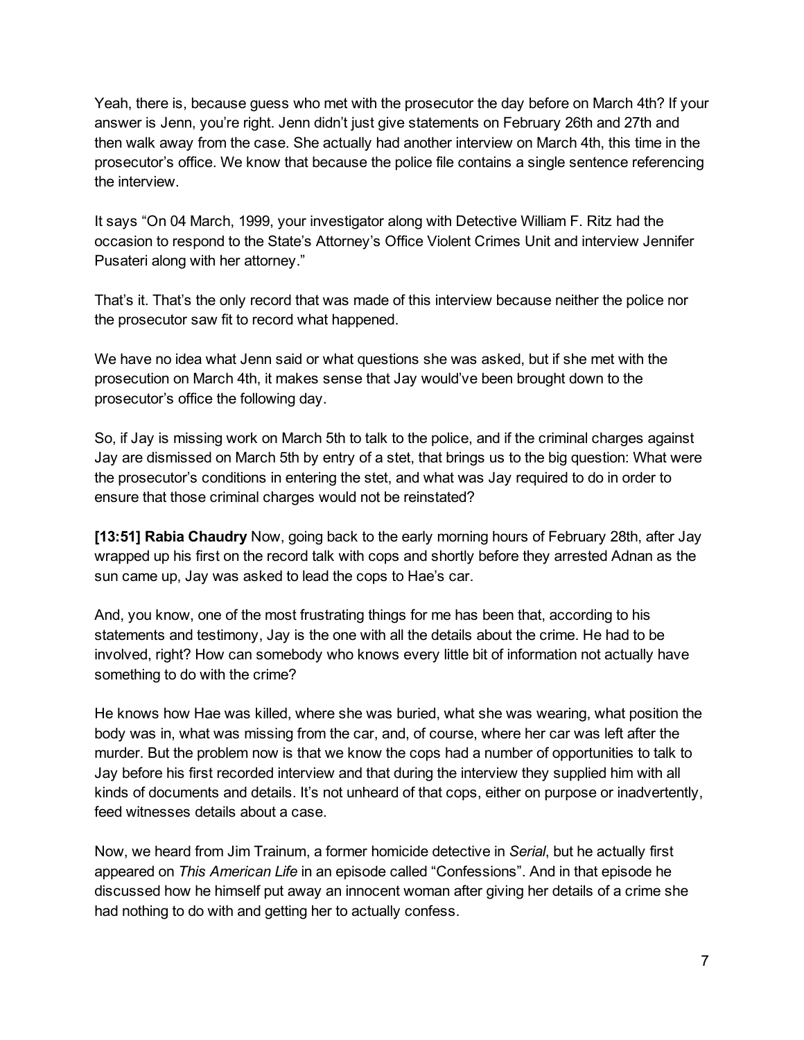Yeah, there is, because guess who met with the prosecutor the day before on March 4th? If your answer is Jenn, you're right. Jenn didn't just give statements on February 26th and 27th and then walk away from the case. She actually had another interview on March 4th, this time in the prosecutor's office. We know that because the police file contains a single sentence referencing the interview.

It says "On 04 March, 1999, your investigator along with Detective William F. Ritz had the occasion to respond to the State's Attorney's Office Violent Crimes Unit and interview Jennifer Pusateri along with her attorney."

That's it. That's the only record that was made of this interview because neither the police nor the prosecutor saw fit to record what happened.

We have no idea what Jenn said or what questions she was asked, but if she met with the prosecution on March 4th, it makes sense that Jay would've been brought down to the prosecutor's office the following day.

So, if Jay is missing work on March 5th to talk to the police, and if the criminal charges against Jay are dismissed on March 5th by entry of a stet, that brings us to the big question: What were the prosecutor's conditions in entering the stet, and what was Jay required to do in order to ensure that those criminal charges would not be reinstated?

**[13:51] Rabia Chaudry** Now, going back to the early morning hours of February 28th, after Jay wrapped up his first on the record talk with cops and shortly before they arrested Adnan as the sun came up, Jay was asked to lead the cops to Hae's car.

And, you know, one of the most frustrating things for me has been that, according to his statements and testimony, Jay is the one with all the details about the crime. He had to be involved, right? How can somebody who knows every little bit of information not actually have something to do with the crime?

He knows how Hae was killed, where she was buried, what she was wearing, what position the body was in, what was missing from the car, and, of course, where her car was left after the murder. But the problem now is that we know the cops had a number of opportunities to talk to Jay before his first recorded interview and that during the interview they supplied him with all kinds of documents and details. It's not unheard of that cops, either on purpose or inadvertently, feed witnesses details about a case.

Now, we heard from Jim Trainum, a former homicide detective in *Serial*, but he actually first appeared on *This American Life* in an episode called "Confessions". And in that episode he discussed how he himself put away an innocent woman after giving her details of a crime she had nothing to do with and getting her to actually confess.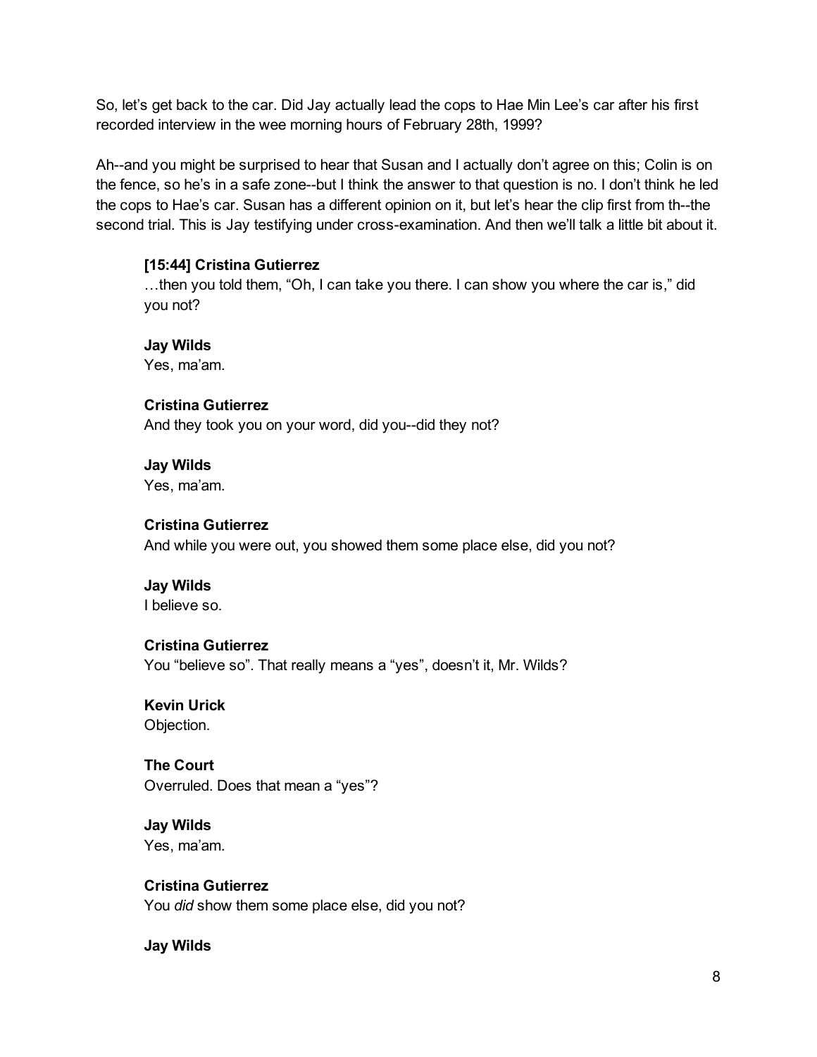So, let's get back to the car. Did Jay actually lead the cops to Hae Min Lee's car after his first recorded interview in the wee morning hours of February 28th, 1999?

Ah--and you might be surprised to hear that Susan and I actually don't agree on this; Colin is on the fence, so he's in a safe zone--but I think the answer to that question is no. I don't think he led the cops to Hae's car. Susan has a different opinion on it, but let's hear the clip first from th--the second trial. This is Jay testifying under cross-examination. And then we'll talk a little bit about it.

> **[15:44] Cristina Gutierrez**
> …then you told them, "Oh, I can take you there. I can show you where the car is," did you not?
>
> **Jay Wilds**
> Yes, ma'am.
>
> **Cristina Gutierrez**
> And they took you on your word, did you--did they not?
>
> **Jay Wilds**
> Yes, ma'am.
>
> **Cristina Gutierrez**
> And while you were out, you showed them some place else, did you not?
>
> **Jay Wilds**
> I believe so.
>
> **Cristina Gutierrez**
> You "believe so". That really means a "yes", doesn't it, Mr. Wilds?
>
> **Kevin Urick**
> Objection.
>
> **The Court**
> Overruled. Does that mean a "yes"?
>
> **Jay Wilds**
> Yes, ma'am.
>
> **Cristina Gutierrez**
> You *did* show them some place else, did you not?
>
> **Jay Wilds**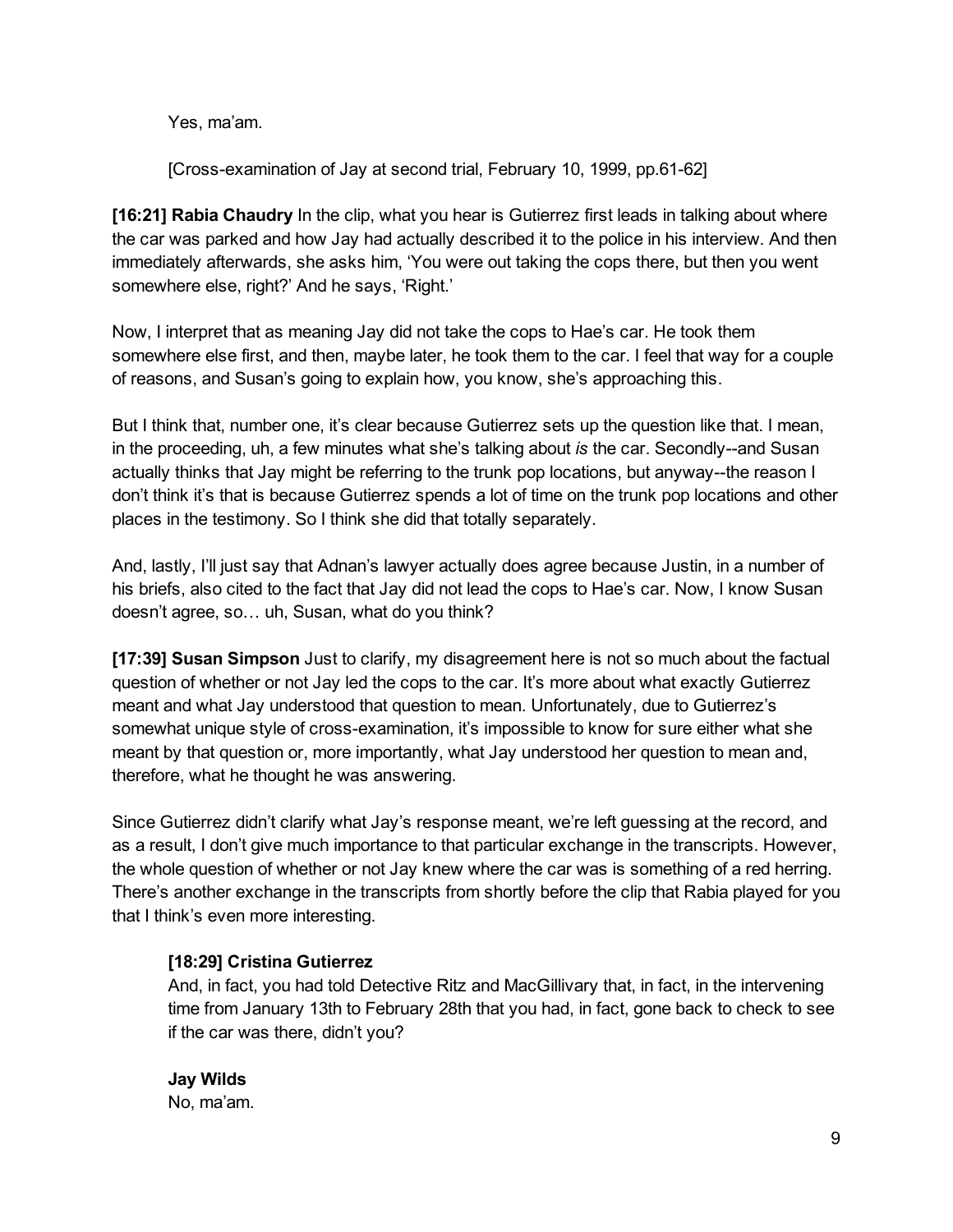Yes, ma'am.

[Cross-examination of Jay at second trial, February 10, 1999, pp.61-62]

**[16:21] Rabia Chaudry** In the clip, what you hear is Gutierrez first leads in talking about where the car was parked and how Jay had actually described it to the police in his interview. And then immediately afterwards, she asks him, 'You were out taking the cops there, but then you went somewhere else, right?' And he says, 'Right.'

Now, I interpret that as meaning Jay did not take the cops to Hae's car. He took them somewhere else first, and then, maybe later, he took them to the car. I feel that way for a couple of reasons, and Susan's going to explain how, you know, she's approaching this.

But I think that, number one, it's clear because Gutierrez sets up the question like that. I mean, in the proceeding, uh, a few minutes what she's talking about *is* the car. Secondly--and Susan actually thinks that Jay might be referring to the trunk pop locations, but anyway--the reason I don't think it's that is because Gutierrez spends a lot of time on the trunk pop locations and other places in the testimony. So I think she did that totally separately.

And, lastly, I'll just say that Adnan's lawyer actually does agree because Justin, in a number of his briefs, also cited to the fact that Jay did not lead the cops to Hae's car. Now, I know Susan doesn't agree, so… uh, Susan, what do you think?

**[17:39] Susan Simpson** Just to clarify, my disagreement here is not so much about the factual question of whether or not Jay led the cops to the car. It's more about what exactly Gutierrez meant and what Jay understood that question to mean. Unfortunately, due to Gutierrez's somewhat unique style of cross-examination, it's impossible to know for sure either what she meant by that question or, more importantly, what Jay understood her question to mean and, therefore, what he thought he was answering.

Since Gutierrez didn't clarify what Jay's response meant, we're left guessing at the record, and as a result, I don't give much importance to that particular exchange in the transcripts. However, the whole question of whether or not Jay knew where the car was is something of a red herring. There's another exchange in the transcripts from shortly before the clip that Rabia played for you that I think's even more interesting.

**[18:29] Cristina Gutierrez**
And, in fact, you had told Detective Ritz and MacGillivary that, in fact, in the intervening time from January 13th to February 28th that you had, in fact, gone back to check to see if the car was there, didn't you?

**Jay Wilds**
No, ma'am.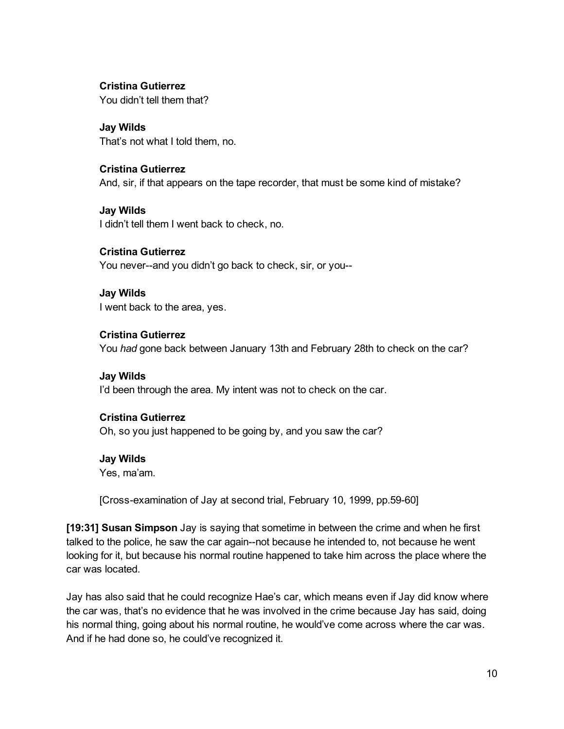**Cristina Gutierrez**
You didn't tell them that?

**Jay Wilds**
That's not what I told them, no.

**Cristina Gutierrez**
And, sir, if that appears on the tape recorder, that must be some kind of mistake?

**Jay Wilds**
I didn't tell them I went back to check, no.

**Cristina Gutierrez**
You never--and you didn't go back to check, sir, or you--

**Jay Wilds**
I went back to the area, yes.

**Cristina Gutierrez**
You *had* gone back between January 13th and February 28th to check on the car?

**Jay Wilds**
I'd been through the area. My intent was not to check on the car.

**Cristina Gutierrez**
Oh, so you just happened to be going by, and you saw the car?

**Jay Wilds**
Yes, ma'am.

[Cross-examination of Jay at second trial, February 10, 1999, pp.59-60]

**[19:31] Susan Simpson** Jay is saying that sometime in between the crime and when he first talked to the police, he saw the car again--not because he intended to, not because he went looking for it, but because his normal routine happened to take him across the place where the car was located.

Jay has also said that he could recognize Hae's car, which means even if Jay did know where the car was, that's no evidence that he was involved in the crime because Jay has said, doing his normal thing, going about his normal routine, he would've come across where the car was. And if he had done so, he could've recognized it.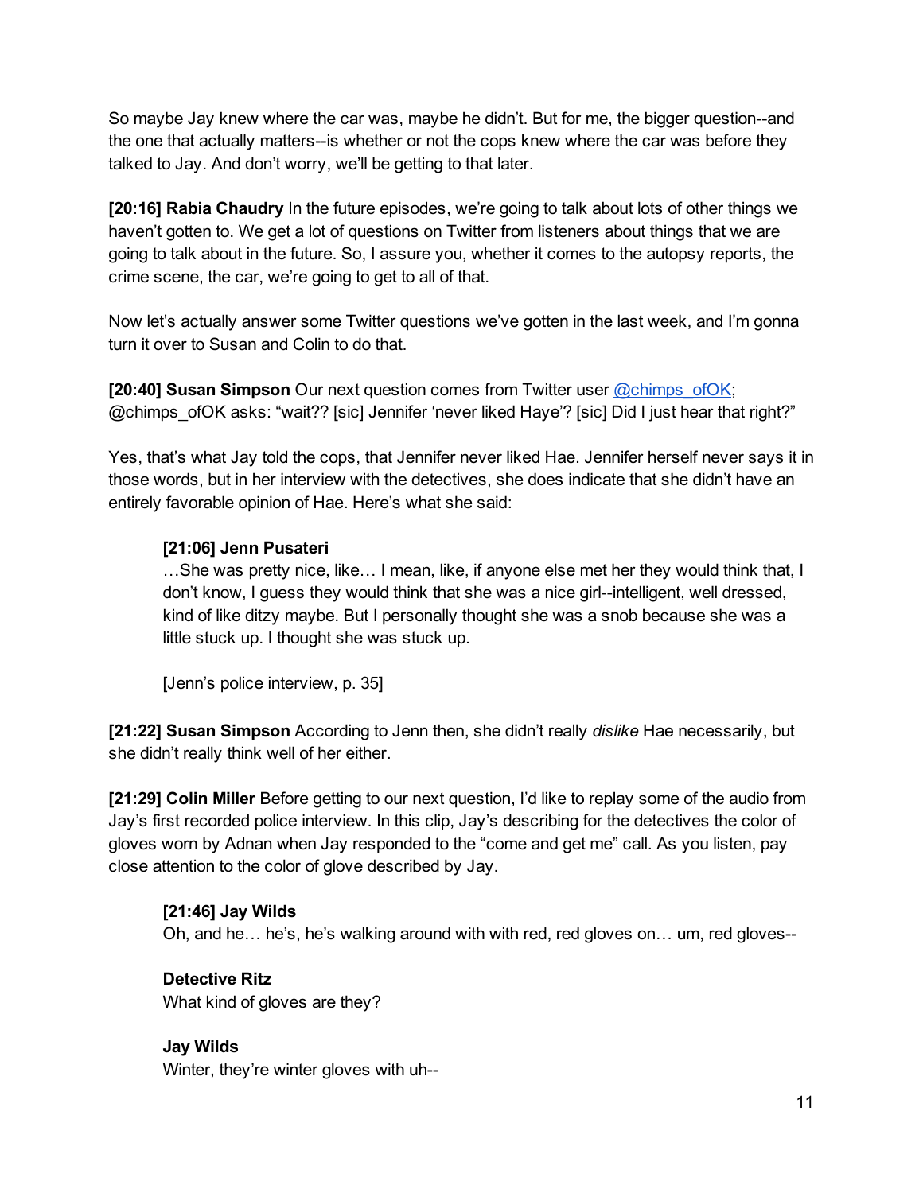So maybe Jay knew where the car was, maybe he didn't. But for me, the bigger question--and the one that actually matters--is whether or not the cops knew where the car was before they talked to Jay. And don't worry, we'll be getting to that later.

**[20:16] Rabia Chaudry** In the future episodes, we're going to talk about lots of other things we haven't gotten to. We get a lot of questions on Twitter from listeners about things that we are going to talk about in the future. So, I assure you, whether it comes to the autopsy reports, the crime scene, the car, we're going to get to all of that.

Now let's actually answer some Twitter questions we've gotten in the last week, and I'm gonna turn it over to Susan and Colin to do that.

**[20:40] Susan Simpson** Our next question comes from Twitter user @chimps_ofOK; @chimps_ofOK asks: "wait?? [sic] Jennifer 'never liked Haye'? [sic] Did I just hear that right?"

Yes, that's what Jay told the cops, that Jennifer never liked Hae. Jennifer herself never says it in those words, but in her interview with the detectives, she does indicate that she didn't have an entirely favorable opinion of Hae. Here's what she said:

> **[21:06] Jenn Pusateri**
> …She was pretty nice, like… I mean, like, if anyone else met her they would think that, I don't know, I guess they would think that she was a nice girl--intelligent, well dressed, kind of like ditzy maybe. But I personally thought she was a snob because she was a little stuck up. I thought she was stuck up.
>
> [Jenn's police interview, p. 35]

**[21:22] Susan Simpson** According to Jenn then, she didn't really *dislike* Hae necessarily, but she didn't really think well of her either.

**[21:29] Colin Miller** Before getting to our next question, I'd like to replay some of the audio from Jay's first recorded police interview. In this clip, Jay's describing for the detectives the color of gloves worn by Adnan when Jay responded to the "come and get me" call. As you listen, pay close attention to the color of glove described by Jay.

> **[21:46] Jay Wilds**
> Oh, and he… he's, he's walking around with with red, red gloves on… um, red gloves--
>
> **Detective Ritz**
> What kind of gloves are they?
>
> **Jay Wilds**
> Winter, they're winter gloves with uh--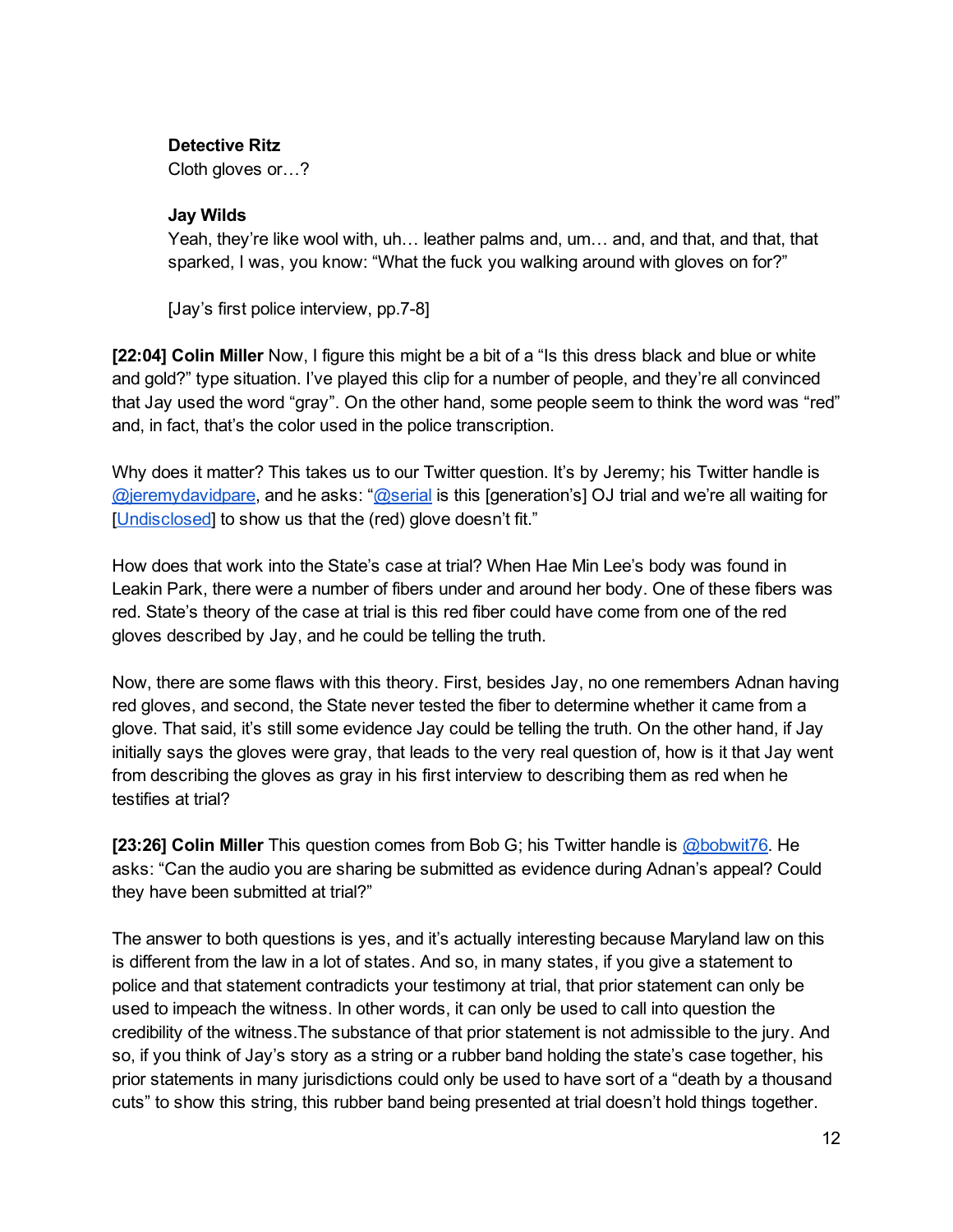> **Detective Ritz**
> Cloth gloves or…?
>
> **Jay Wilds**
> Yeah, they're like wool with, uh… leather palms and, um… and, and that, and that, that sparked, I was, you know: "What the fuck you walking around with gloves on for?"
>
> [Jay's first police interview, pp.7-8]

**[22:04] Colin Miller** Now, I figure this might be a bit of a "Is this dress black and blue or white and gold?" type situation. I've played this clip for a number of people, and they're all convinced that Jay used the word "gray". On the other hand, some people seem to think the word was "red" and, in fact, that's the color used in the police transcription.

Why does it matter? This takes us to our Twitter question. It's by Jeremy; his Twitter handle is @jeremydavidpare, and he asks: "@serial is this [generation's] OJ trial and we're all waiting for [Undisclosed] to show us that the (red) glove doesn't fit."

How does that work into the State's case at trial? When Hae Min Lee's body was found in Leakin Park, there were a number of fibers under and around her body. One of these fibers was red. State's theory of the case at trial is this red fiber could have come from one of the red gloves described by Jay, and he could be telling the truth.

Now, there are some flaws with this theory. First, besides Jay, no one remembers Adnan having red gloves, and second, the State never tested the fiber to determine whether it came from a glove. That said, it's still some evidence Jay could be telling the truth. On the other hand, if Jay initially says the gloves were gray, that leads to the very real question of, how is it that Jay went from describing the gloves as gray in his first interview to describing them as red when he testifies at trial?

**[23:26] Colin Miller** This question comes from Bob G; his Twitter handle is @bobwit76. He asks: "Can the audio you are sharing be submitted as evidence during Adnan's appeal? Could they have been submitted at trial?"

The answer to both questions is yes, and it's actually interesting because Maryland law on this is different from the law in a lot of states. And so, in many states, if you give a statement to police and that statement contradicts your testimony at trial, that prior statement can only be used to impeach the witness. In other words, it can only be used to call into question the credibility of the witness.The substance of that prior statement is not admissible to the jury. And so, if you think of Jay's story as a string or a rubber band holding the state's case together, his prior statements in many jurisdictions could only be used to have sort of a "death by a thousand cuts" to show this string, this rubber band being presented at trial doesn't hold things together.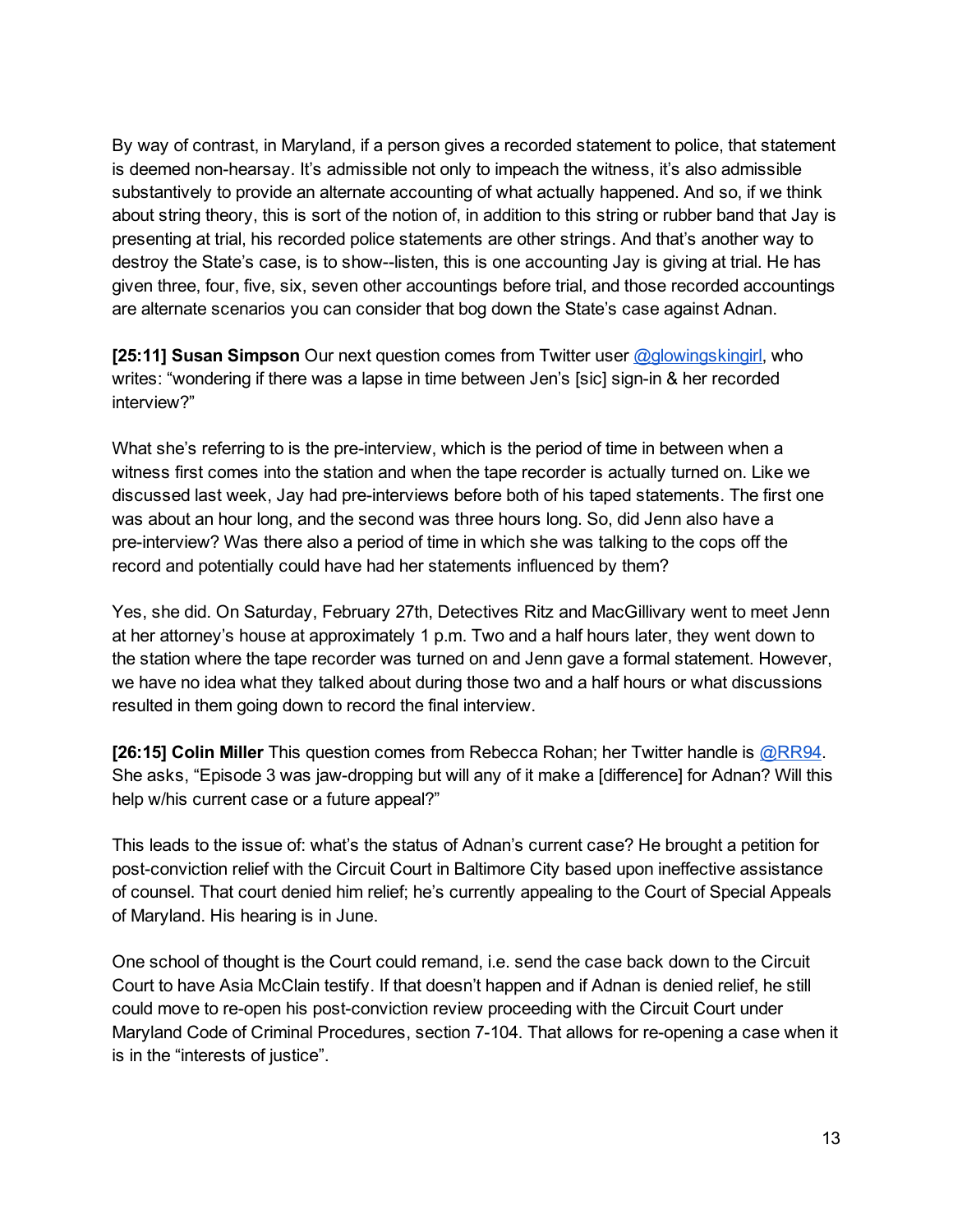By way of contrast, in Maryland, if a person gives a recorded statement to police, that statement is deemed non-hearsay. It's admissible not only to impeach the witness, it's also admissible substantively to provide an alternate accounting of what actually happened. And so, if we think about string theory, this is sort of the notion of, in addition to this string or rubber band that Jay is presenting at trial, his recorded police statements are other strings. And that's another way to destroy the State's case, is to show--listen, this is one accounting Jay is giving at trial. He has given three, four, five, six, seven other accountings before trial, and those recorded accountings are alternate scenarios you can consider that bog down the State's case against Adnan.

**[25:11] Susan Simpson** Our next question comes from Twitter user @glowingskingirl, who writes: "wondering if there was a lapse in time between Jen's [sic] sign-in & her recorded interview?"

What she's referring to is the pre-interview, which is the period of time in between when a witness first comes into the station and when the tape recorder is actually turned on. Like we discussed last week, Jay had pre-interviews before both of his taped statements. The first one was about an hour long, and the second was three hours long. So, did Jenn also have a pre-interview? Was there also a period of time in which she was talking to the cops off the record and potentially could have had her statements influenced by them?

Yes, she did. On Saturday, February 27th, Detectives Ritz and MacGillivary went to meet Jenn at her attorney's house at approximately 1 p.m. Two and a half hours later, they went down to the station where the tape recorder was turned on and Jenn gave a formal statement. However, we have no idea what they talked about during those two and a half hours or what discussions resulted in them going down to record the final interview.

**[26:15] Colin Miller** This question comes from Rebecca Rohan; her Twitter handle is @RR94. She asks, "Episode 3 was jaw-dropping but will any of it make a [difference] for Adnan? Will this help w/his current case or a future appeal?"

This leads to the issue of: what's the status of Adnan's current case? He brought a petition for post-conviction relief with the Circuit Court in Baltimore City based upon ineffective assistance of counsel. That court denied him relief; he's currently appealing to the Court of Special Appeals of Maryland. His hearing is in June.

One school of thought is the Court could remand, i.e. send the case back down to the Circuit Court to have Asia McClain testify. If that doesn't happen and if Adnan is denied relief, he still could move to re-open his post-conviction review proceeding with the Circuit Court under Maryland Code of Criminal Procedures, section 7-104. That allows for re-opening a case when it is in the "interests of justice".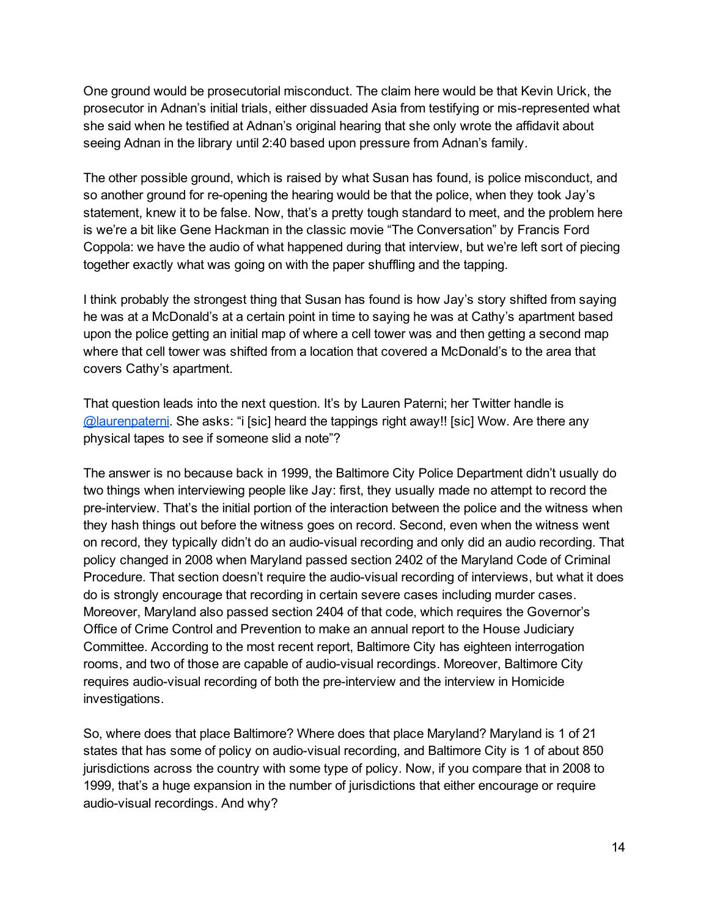One ground would be prosecutorial misconduct. The claim here would be that Kevin Urick, the prosecutor in Adnan's initial trials, either dissuaded Asia from testifying or mis-represented what she said when he testified at Adnan's original hearing that she only wrote the affidavit about seeing Adnan in the library until 2:40 based upon pressure from Adnan's family.

The other possible ground, which is raised by what Susan has found, is police misconduct, and so another ground for re-opening the hearing would be that the police, when they took Jay's statement, knew it to be false. Now, that's a pretty tough standard to meet, and the problem here is we're a bit like Gene Hackman in the classic movie "The Conversation" by Francis Ford Coppola: we have the audio of what happened during that interview, but we're left sort of piecing together exactly what was going on with the paper shuffling and the tapping.

I think probably the strongest thing that Susan has found is how Jay's story shifted from saying he was at a McDonald's at a certain point in time to saying he was at Cathy's apartment based upon the police getting an initial map of where a cell tower was and then getting a second map where that cell tower was shifted from a location that covered a McDonald's to the area that covers Cathy's apartment.

That question leads into the next question. It's by Lauren Paterni; her Twitter handle is [@laurenpaterni](). She asks: "i [sic] heard the tappings right away!! [sic] Wow. Are there any physical tapes to see if someone slid a note"?

The answer is no because back in 1999, the Baltimore City Police Department didn't usually do two things when interviewing people like Jay: first, they usually made no attempt to record the pre-interview. That's the initial portion of the interaction between the police and the witness when they hash things out before the witness goes on record. Second, even when the witness went on record, they typically didn't do an audio-visual recording and only did an audio recording. That policy changed in 2008 when Maryland passed section 2402 of the Maryland Code of Criminal Procedure. That section doesn't require the audio-visual recording of interviews, but what it does do is strongly encourage that recording in certain severe cases including murder cases. Moreover, Maryland also passed section 2404 of that code, which requires the Governor's Office of Crime Control and Prevention to make an annual report to the House Judiciary Committee. According to the most recent report, Baltimore City has eighteen interrogation rooms, and two of those are capable of audio-visual recordings. Moreover, Baltimore City requires audio-visual recording of both the pre-interview and the interview in Homicide investigations.

So, where does that place Baltimore? Where does that place Maryland? Maryland is 1 of 21 states that has some of policy on audio-visual recording, and Baltimore City is 1 of about 850 jurisdictions across the country with some type of policy. Now, if you compare that in 2008 to 1999, that's a huge expansion in the number of jurisdictions that either encourage or require audio-visual recordings. And why?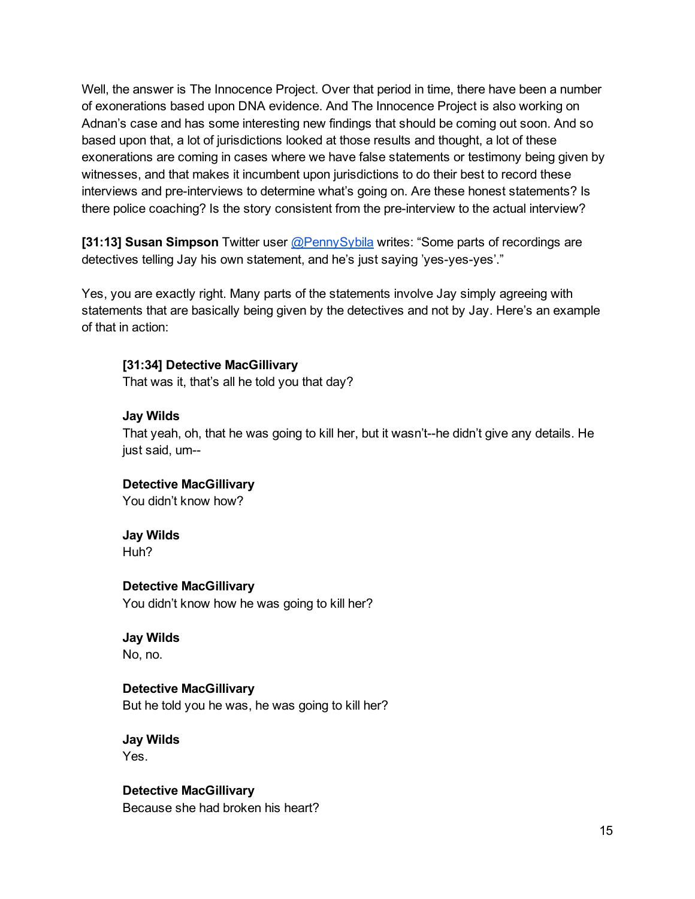Well, the answer is The Innocence Project. Over that period in time, there have been a number of exonerations based upon DNA evidence. And The Innocence Project is also working on Adnan's case and has some interesting new findings that should be coming out soon. And so based upon that, a lot of jurisdictions looked at those results and thought, a lot of these exonerations are coming in cases where we have false statements or testimony being given by witnesses, and that makes it incumbent upon jurisdictions to do their best to record these interviews and pre-interviews to determine what's going on. Are these honest statements? Is there police coaching? Is the story consistent from the pre-interview to the actual interview?

**[31:13] Susan Simpson** Twitter user @PennySybila writes: "Some parts of recordings are detectives telling Jay his own statement, and he's just saying 'yes-yes-yes'."

Yes, you are exactly right. Many parts of the statements involve Jay simply agreeing with statements that are basically being given by the detectives and not by Jay. Here's an example of that in action:

> **[31:34] Detective MacGillivary**
> That was it, that's all he told you that day?
>
> **Jay Wilds**
> That yeah, oh, that he was going to kill her, but it wasn't--he didn't give any details. He just said, um--
>
> **Detective MacGillivary**
> You didn't know how?
>
> **Jay Wilds**
> Huh?
>
> **Detective MacGillivary**
> You didn't know how he was going to kill her?
>
> **Jay Wilds**
> No, no.
>
> **Detective MacGillivary**
> But he told you he was, he was going to kill her?
>
> **Jay Wilds**
> Yes.
>
> **Detective MacGillivary**
> Because she had broken his heart?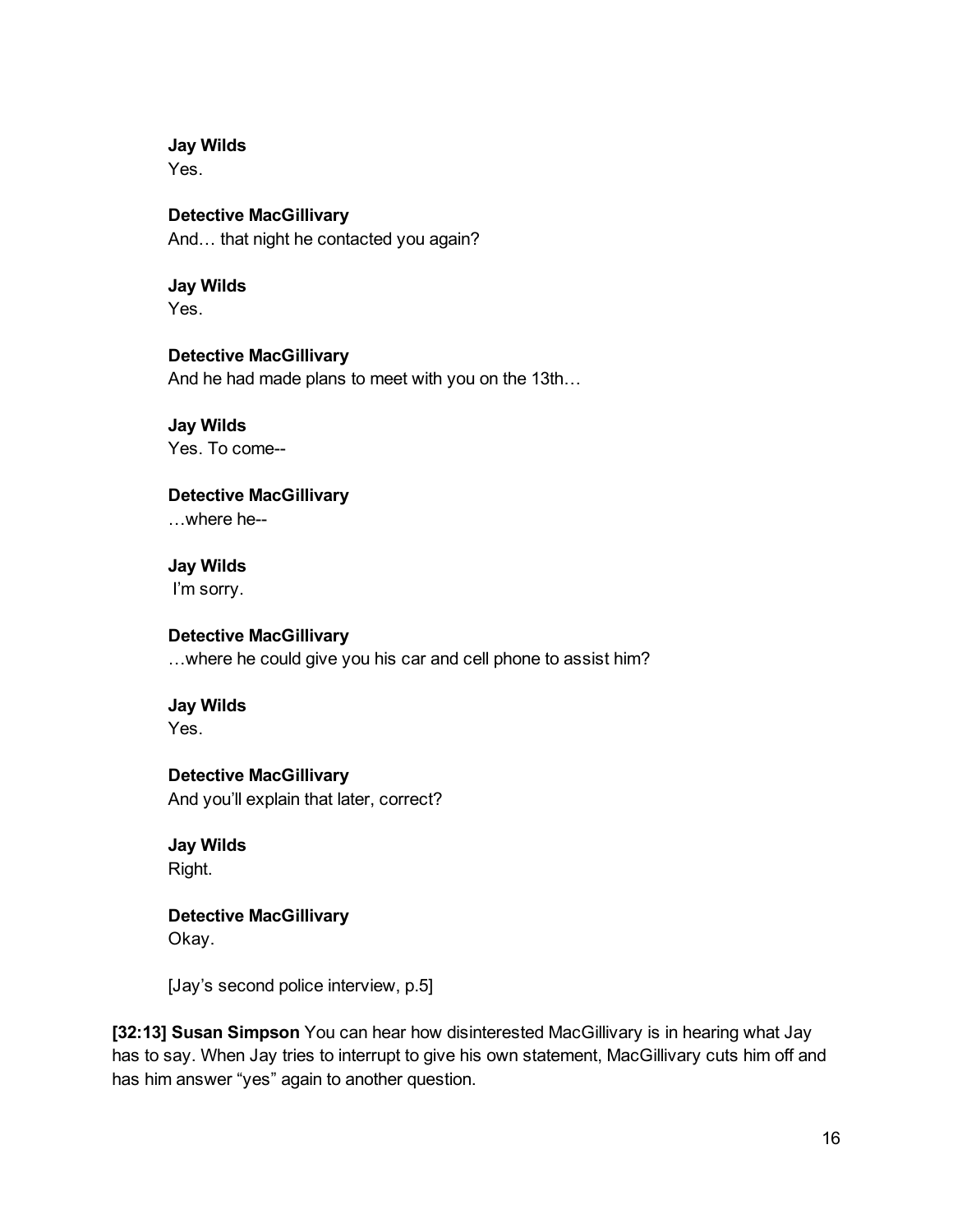**Jay Wilds**
Yes.

**Detective MacGillivary**
And… that night he contacted you again?

**Jay Wilds**
Yes.

**Detective MacGillivary**
And he had made plans to meet with you on the 13th…

**Jay Wilds**
Yes. To come--

**Detective MacGillivary**
…where he--

**Jay Wilds**
I'm sorry.

**Detective MacGillivary**
…where he could give you his car and cell phone to assist him?

**Jay Wilds**
Yes.

**Detective MacGillivary**
And you'll explain that later, correct?

**Jay Wilds**
Right.

**Detective MacGillivary**
Okay.

[Jay's second police interview, p.5]

**[32:13] Susan Simpson** You can hear how disinterested MacGillivary is in hearing what Jay has to say. When Jay tries to interrupt to give his own statement, MacGillivary cuts him off and has him answer "yes" again to another question.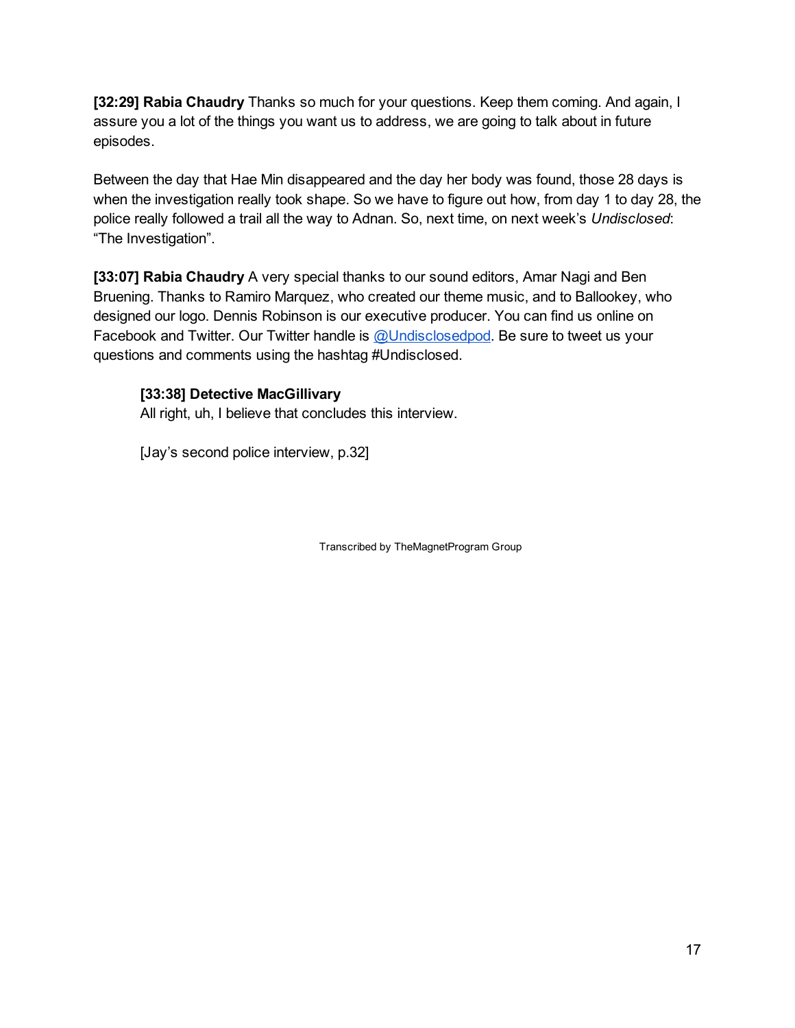**[32:29] Rabia Chaudry** Thanks so much for your questions. Keep them coming. And again, I assure you a lot of the things you want us to address, we are going to talk about in future episodes.

Between the day that Hae Min disappeared and the day her body was found, those 28 days is when the investigation really took shape. So we have to figure out how, from day 1 to day 28, the police really followed a trail all the way to Adnan. So, next time, on next week's *Undisclosed*: "The Investigation".

**[33:07] Rabia Chaudry** A very special thanks to our sound editors, Amar Nagi and Ben Bruening. Thanks to Ramiro Marquez, who created our theme music, and to Ballookey, who designed our logo. Dennis Robinson is our executive producer. You can find us online on Facebook and Twitter. Our Twitter handle is [@Undisclosedpod](https://twitter.com/Undisclosedpod). Be sure to tweet us your questions and comments using the hashtag #Undisclosed.

> **[33:38] Detective MacGillivary**
> All right, uh, I believe that concludes this interview.
>
> [Jay's second police interview, p.32]

Transcribed by TheMagnetProgram Group